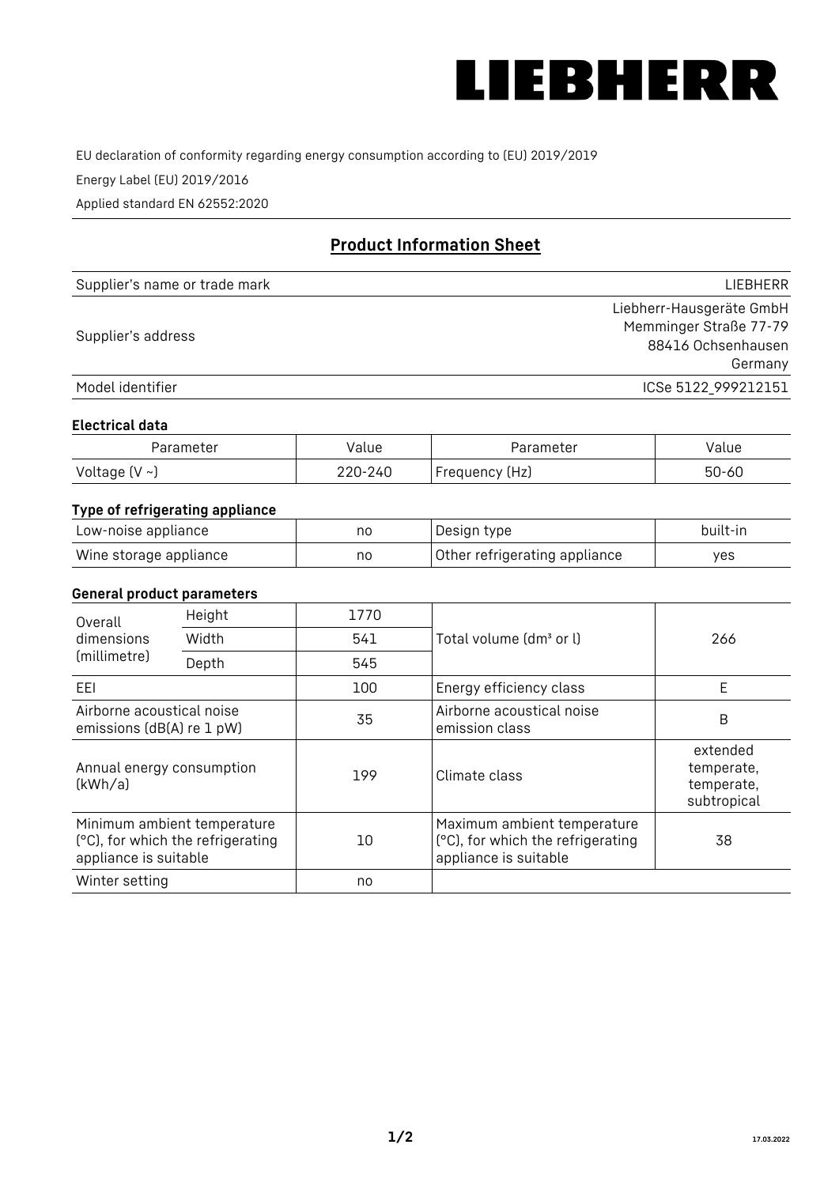LIEBHERR

EU declaration of conformity regarding energy consumption according to (EU) 2019/2019

Energy Label (EU) 2019/2016

Applied standard EN 62552:2020

## Product Information Sheet

| Supplier's name or trade mark | LIEBHERR |
|---|---|
| Supplier's address | Liebherr-Hausgeräte GmbH<br>Memminger Straße 77-79<br>88416 Ochsenhausen<br>Germany |
| Model identifier | ICSe 5122_999212151 |

### Electrical data

| Parameter | Value | Parameter | Value |
|---|---|---|---|
| Voltage (V ~) | 220-240 | Frequency (Hz) | 50-60 |

### Type of refrigerating appliance

| Low-noise appliance | no | Design type | built-in |
|---|---|---|---|
| Wine storage appliance | no | Other refrigerating appliance | yes |

### General product parameters

| Overall dimensions (millimetre) | Height | 1770 | Total volume (dm³ or l) | 266 |
|---|---|---|---|---|
| | Width | 541 | | |
| | Depth | 545 | | |
| EEI | | 100 | Energy efficiency class | E |
| Airborne acoustical noise emissions (dB(A) re 1 pW) | | 35 | Airborne acoustical noise emission class | B |
| Annual energy consumption (kWh/a) | | 199 | Climate class | extended temperate, temperate, subtropical |
| Minimum ambient temperature (°C), for which the refrigerating appliance is suitable | | 10 | Maximum ambient temperature (°C), for which the refrigerating appliance is suitable | 38 |
| Winter setting | | no | | |

17.03.2022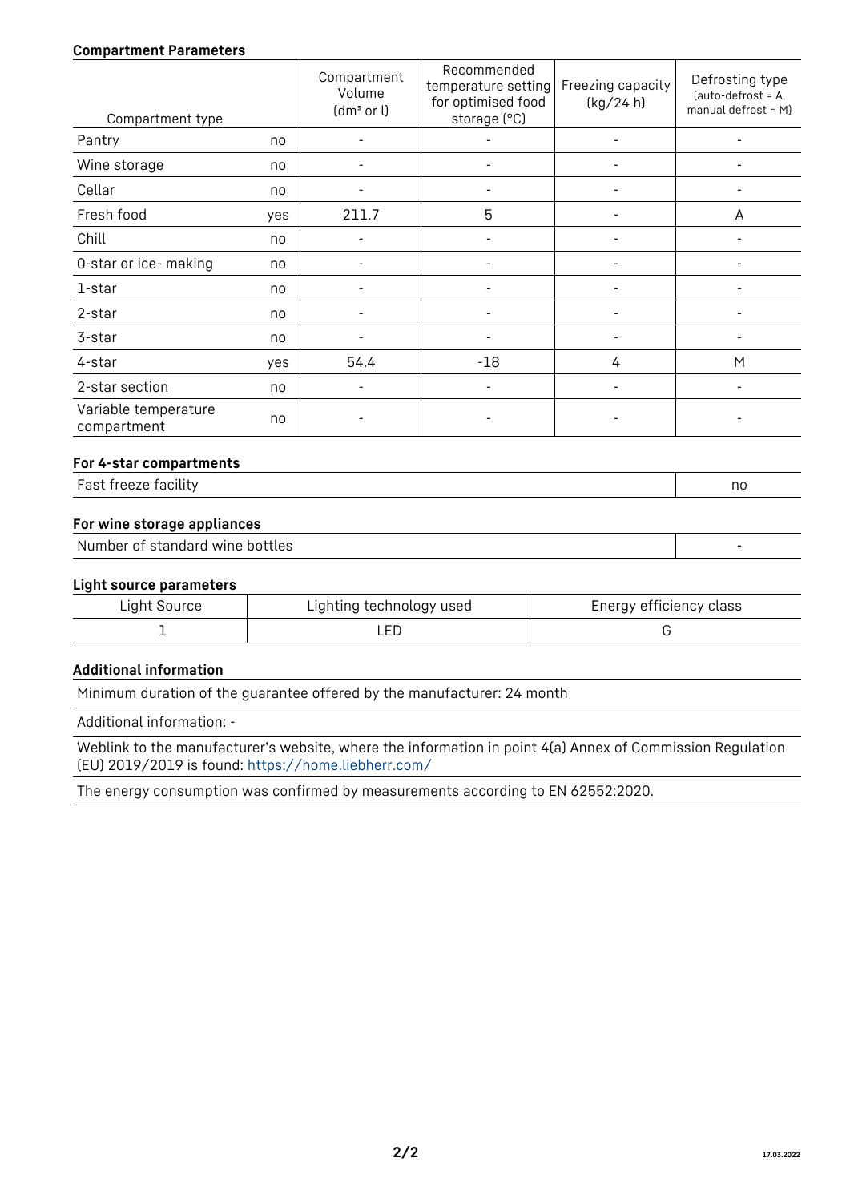**Compartment Parameters**

| Compartment type | | Compartment Volume (dm³ or l) | Recommended temperature setting for optimised food storage (°C) | Freezing capacity (kg/24 h) | Defrosting type (auto-defrost = A, manual defrost = M) |
|---|---|---|---|---|---|
| Pantry | no | - | - | - | - |
| Wine storage | no | - | - | - | - |
| Cellar | no | - | - | - | - |
| Fresh food | yes | 211.7 | 5 | - | A |
| Chill | no | - | - | - | - |
| 0-star or ice- making | no | - | - | - | - |
| 1-star | no | - | - | - | - |
| 2-star | no | - | - | - | - |
| 3-star | no | - | - | - | - |
| 4-star | yes | 54.4 | -18 | 4 | M |
| 2-star section | no | - | - | - | - |
| Variable temperature compartment | no | - | - | - | - |

**For 4-star compartments**

| | |
|---|---|
| Fast freeze facility | no |

**For wine storage appliances**

| | |
|---|---|
| Number of standard wine bottles | - |

**Light source parameters**

| Light Source | Lighting technology used | Energy efficiency class |
|---|---|---|
| 1 | LED | G |

**Additional information**

Minimum duration of the guarantee offered by the manufacturer: 24 month

Additional information: -

Weblink to the manufacturer's website, where the information in point 4(a) Annex of Commission Regulation (EU) 2019/2019 is found: https://home.liebherr.com/

The energy consumption was confirmed by measurements according to EN 62552:2020.

17.03.2022